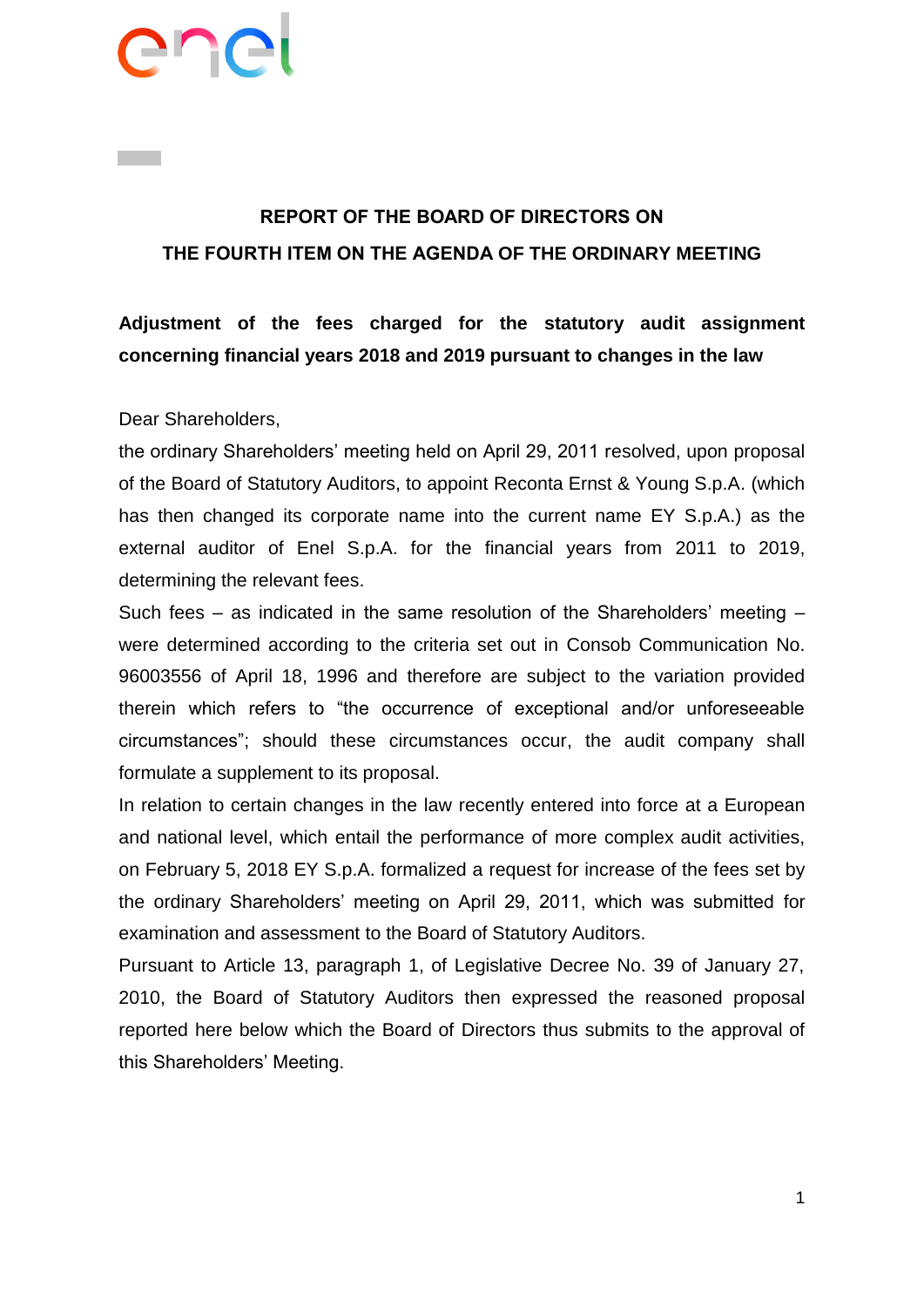# REPORT OF THE BOARD OF DIRECTORS ON THE FOURTH ITEM ON THE AGENDA OF THE ORDINARY MEETING

**Adjustment of the fees charged for the statutory audit assignment concerning financial years 2018 and 2019 pursuant to changes in the law**

Dear Shareholders,

the ordinary Shareholders' meeting held on April 29, 2011 resolved, upon proposal of the Board of Statutory Auditors, to appoint Reconta Ernst & Young S.p.A. (which has then changed its corporate name into the current name EY S.p.A.) as the external auditor of Enel S.p.A. for the financial years from 2011 to 2019, determining the relevant fees.

Such fees – as indicated in the same resolution of the Shareholders' meeting – were determined according to the criteria set out in Consob Communication No. 96003556 of April 18, 1996 and therefore are subject to the variation provided therein which refers to "the occurrence of exceptional and/or unforeseeable circumstances"; should these circumstances occur, the audit company shall formulate a supplement to its proposal.

In relation to certain changes in the law recently entered into force at a European and national level, which entail the performance of more complex audit activities, on February 5, 2018 EY S.p.A. formalized a request for increase of the fees set by the ordinary Shareholders' meeting on April 29, 2011, which was submitted for examination and assessment to the Board of Statutory Auditors.

Pursuant to Article 13, paragraph 1, of Legislative Decree No. 39 of January 27, 2010, the Board of Statutory Auditors then expressed the reasoned proposal reported here below which the Board of Directors thus submits to the approval of this Shareholders' Meeting.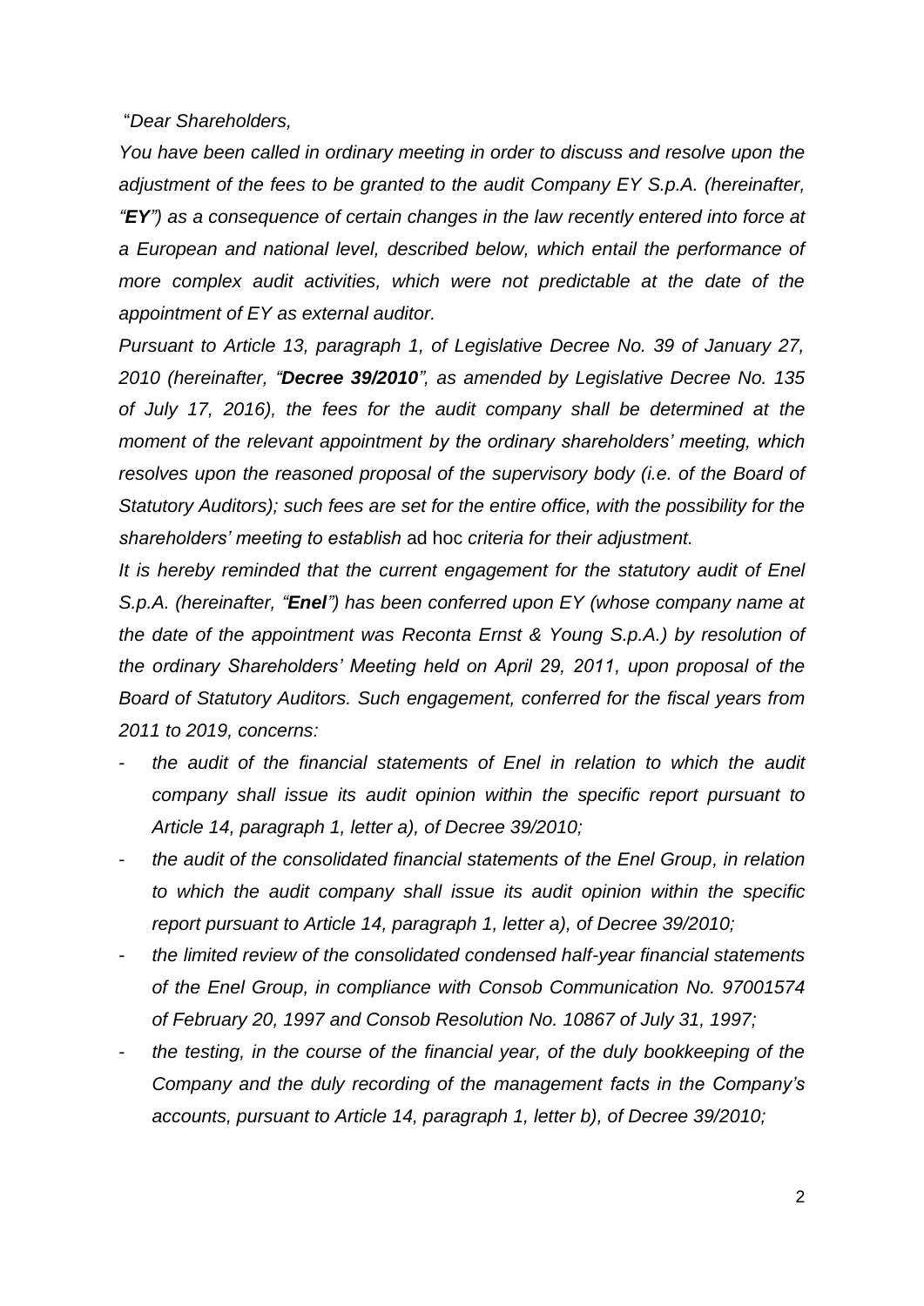"*Dear Shareholders,*

*You have been called in ordinary meeting in order to discuss and resolve upon the adjustment of the fees to be granted to the audit Company EY S.p.A. (hereinafter, "**EY**") as a consequence of certain changes in the law recently entered into force at a European and national level, described below, which entail the performance of more complex audit activities, which were not predictable at the date of the appointment of EY as external auditor.*

*Pursuant to Article 13, paragraph 1, of Legislative Decree No. 39 of January 27, 2010 (hereinafter, "**Decree 39/2010**", as amended by Legislative Decree No. 135 of July 17, 2016), the fees for the audit company shall be determined at the moment of the relevant appointment by the ordinary shareholders' meeting, which resolves upon the reasoned proposal of the supervisory body (i.e. of the Board of Statutory Auditors); such fees are set for the entire office, with the possibility for the shareholders' meeting to establish* ad hoc *criteria for their adjustment.*

*It is hereby reminded that the current engagement for the statutory audit of Enel S.p.A. (hereinafter, "**Enel**") has been conferred upon EY (whose company name at the date of the appointment was Reconta Ernst & Young S.p.A.) by resolution of the ordinary Shareholders' Meeting held on April 29, 2011, upon proposal of the Board of Statutory Auditors. Such engagement, conferred for the fiscal years from 2011 to 2019, concerns:*

- *the audit of the financial statements of Enel in relation to which the audit company shall issue its audit opinion within the specific report pursuant to Article 14, paragraph 1, letter a), of Decree 39/2010;*
- *the audit of the consolidated financial statements of the Enel Group, in relation to which the audit company shall issue its audit opinion within the specific report pursuant to Article 14, paragraph 1, letter a), of Decree 39/2010;*
- *the limited review of the consolidated condensed half-year financial statements of the Enel Group, in compliance with Consob Communication No. 97001574 of February 20, 1997 and Consob Resolution No. 10867 of July 31, 1997;*
- *the testing, in the course of the financial year, of the duly bookkeeping of the Company and the duly recording of the management facts in the Company's accounts, pursuant to Article 14, paragraph 1, letter b), of Decree 39/2010;*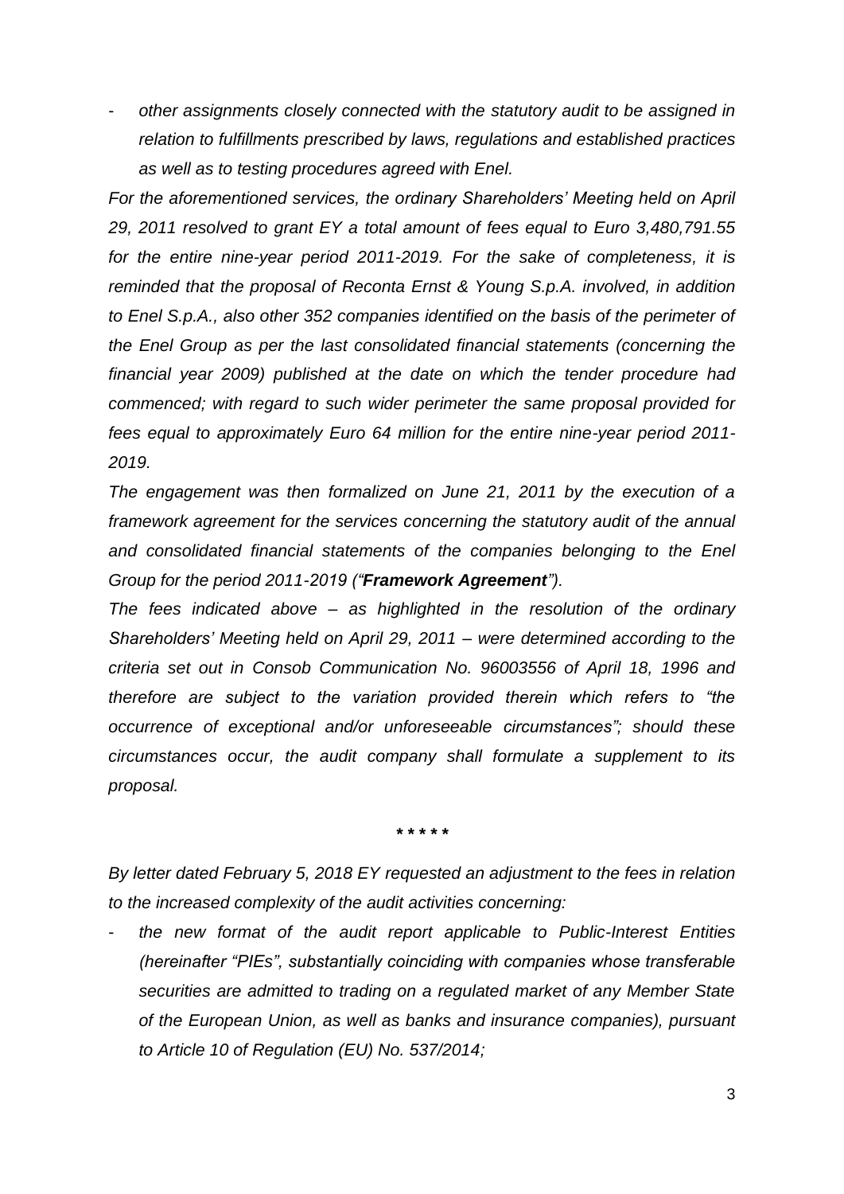- *other assignments closely connected with the statutory audit to be assigned in relation to fulfillments prescribed by laws, regulations and established practices as well as to testing procedures agreed with Enel.*

*For the aforementioned services, the ordinary Shareholders' Meeting held on April 29, 2011 resolved to grant EY a total amount of fees equal to Euro 3,480,791.55 for the entire nine-year period 2011-2019. For the sake of completeness, it is reminded that the proposal of Reconta Ernst & Young S.p.A. involved, in addition to Enel S.p.A., also other 352 companies identified on the basis of the perimeter of the Enel Group as per the last consolidated financial statements (concerning the financial year 2009) published at the date on which the tender procedure had commenced; with regard to such wider perimeter the same proposal provided for fees equal to approximately Euro 64 million for the entire nine-year period 2011-2019.*

*The engagement was then formalized on June 21, 2011 by the execution of a framework agreement for the services concerning the statutory audit of the annual and consolidated financial statements of the companies belonging to the Enel Group for the period 2011-2019 ("**Framework Agreement**").*

*The fees indicated above – as highlighted in the resolution of the ordinary Shareholders' Meeting held on April 29, 2011 – were determined according to the criteria set out in Consob Communication No. 96003556 of April 18, 1996 and therefore are subject to the variation provided therein which refers to "the occurrence of exceptional and/or unforeseeable circumstances"; should these circumstances occur, the audit company shall formulate a supplement to its proposal.*

\* \* \* \* \*

*By letter dated February 5, 2018 EY requested an adjustment to the fees in relation to the increased complexity of the audit activities concerning:*

- *the new format of the audit report applicable to Public-Interest Entities (hereinafter "PIEs", substantially coinciding with companies whose transferable securities are admitted to trading on a regulated market of any Member State of the European Union, as well as banks and insurance companies), pursuant to Article 10 of Regulation (EU) No. 537/2014;*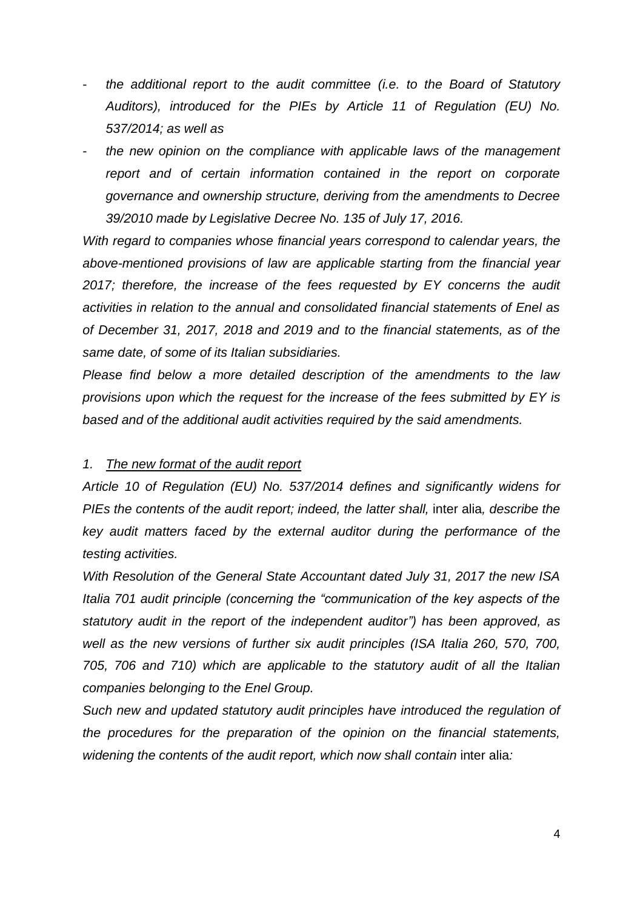- *the additional report to the audit committee (i.e. to the Board of Statutory Auditors), introduced for the PIEs by Article 11 of Regulation (EU) No. 537/2014; as well as*
- *the new opinion on the compliance with applicable laws of the management report and of certain information contained in the report on corporate governance and ownership structure, deriving from the amendments to Decree 39/2010 made by Legislative Decree No. 135 of July 17, 2016.*

*With regard to companies whose financial years correspond to calendar years, the above-mentioned provisions of law are applicable starting from the financial year 2017; therefore, the increase of the fees requested by EY concerns the audit activities in relation to the annual and consolidated financial statements of Enel as of December 31, 2017, 2018 and 2019 and to the financial statements, as of the same date, of some of its Italian subsidiaries.*

*Please find below a more detailed description of the amendments to the law provisions upon which the request for the increase of the fees submitted by EY is based and of the additional audit activities required by the said amendments.*

*1. <u>The new format of the audit report</u>*

*Article 10 of Regulation (EU) No. 537/2014 defines and significantly widens for PIEs the contents of the audit report; indeed, the latter shall,* inter alia*, describe the key audit matters faced by the external auditor during the performance of the testing activities.*

*With Resolution of the General State Accountant dated July 31, 2017 the new ISA Italia 701 audit principle (concerning the "communication of the key aspects of the statutory audit in the report of the independent auditor") has been approved, as well as the new versions of further six audit principles (ISA Italia 260, 570, 700, 705, 706 and 710) which are applicable to the statutory audit of all the Italian companies belonging to the Enel Group.*

*Such new and updated statutory audit principles have introduced the regulation of the procedures for the preparation of the opinion on the financial statements, widening the contents of the audit report, which now shall contain* inter alia*:*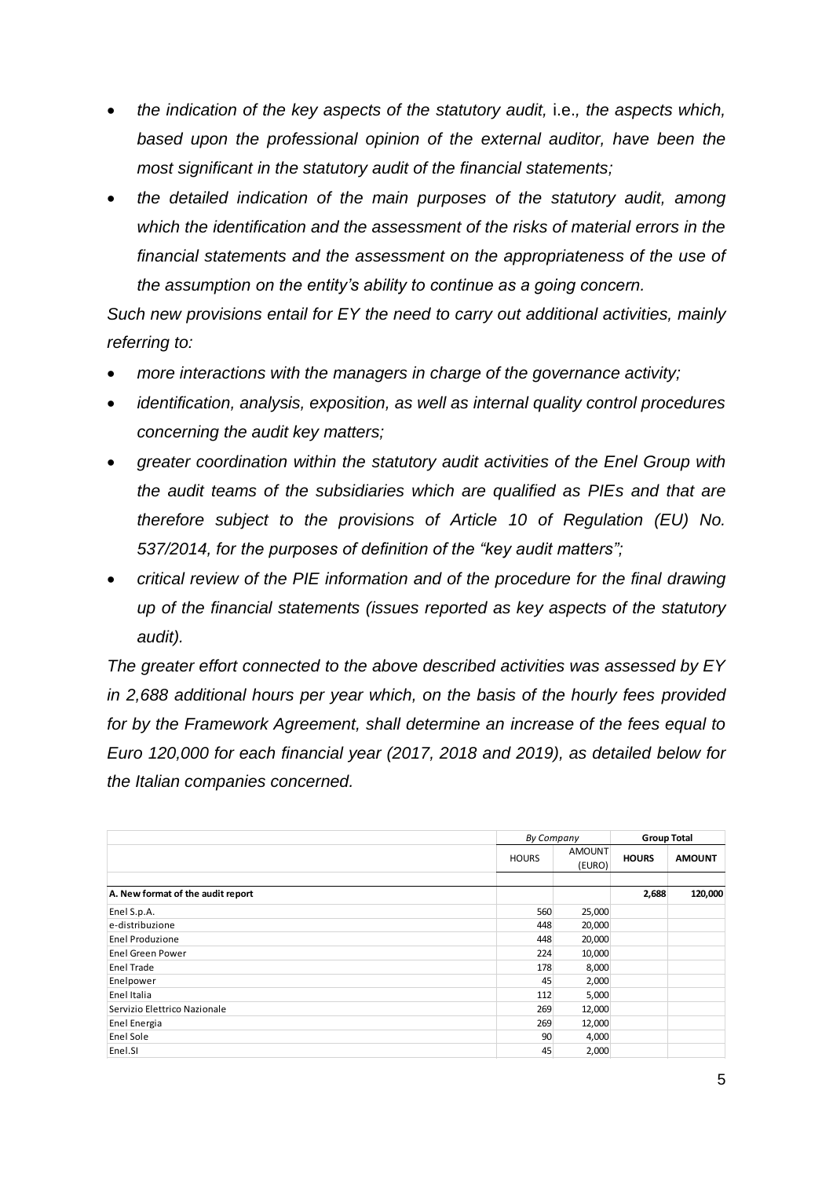- *the indication of the key aspects of the statutory audit,* i.e.*, the aspects which, based upon the professional opinion of the external auditor, have been the most significant in the statutory audit of the financial statements;*
- *the detailed indication of the main purposes of the statutory audit, among which the identification and the assessment of the risks of material errors in the financial statements and the assessment on the appropriateness of the use of the assumption on the entity's ability to continue as a going concern.*

*Such new provisions entail for EY the need to carry out additional activities, mainly referring to:*

- *more interactions with the managers in charge of the governance activity;*
- *identification, analysis, exposition, as well as internal quality control procedures concerning the audit key matters;*
- *greater coordination within the statutory audit activities of the Enel Group with the audit teams of the subsidiaries which are qualified as PIEs and that are therefore subject to the provisions of Article 10 of Regulation (EU) No. 537/2014, for the purposes of definition of the "key audit matters";*
- *critical review of the PIE information and of the procedure for the final drawing up of the financial statements (issues reported as key aspects of the statutory audit).*

*The greater effort connected to the above described activities was assessed by EY in 2,688 additional hours per year which, on the basis of the hourly fees provided for by the Framework Agreement, shall determine an increase of the fees equal to Euro 120,000 for each financial year (2017, 2018 and 2019), as detailed below for the Italian companies concerned.*

| | *By Company* | | **Group Total** | |
|---|---|---|---|---|
| | HOURS | AMOUNT (EURO) | **HOURS** | **AMOUNT** |
| **A. New format of the audit report** | | | **2,688** | **120,000** |
| Enel S.p.A. | 560 | 25,000 | | |
| e-distribuzione | 448 | 20,000 | | |
| Enel Produzione | 448 | 20,000 | | |
| Enel Green Power | 224 | 10,000 | | |
| Enel Trade | 178 | 8,000 | | |
| Enelpower | 45 | 2,000 | | |
| Enel Italia | 112 | 5,000 | | |
| Servizio Elettrico Nazionale | 269 | 12,000 | | |
| Enel Energia | 269 | 12,000 | | |
| Enel Sole | 90 | 4,000 | | |
| Enel.SI | 45 | 2,000 | | |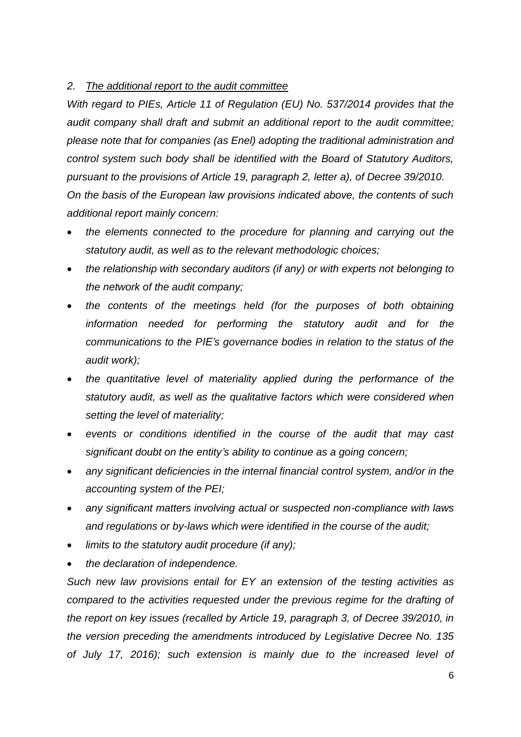*2. The additional report to the audit committee*

*With regard to PIEs, Article 11 of Regulation (EU) No. 537/2014 provides that the audit company shall draft and submit an additional report to the audit committee; please note that for companies (as Enel) adopting the traditional administration and control system such body shall be identified with the Board of Statutory Auditors, pursuant to the provisions of Article 19, paragraph 2, letter a), of Decree 39/2010.*

*On the basis of the European law provisions indicated above, the contents of such additional report mainly concern:*

- *the elements connected to the procedure for planning and carrying out the statutory audit, as well as to the relevant methodologic choices;*
- *the relationship with secondary auditors (if any) or with experts not belonging to the network of the audit company;*
- *the contents of the meetings held (for the purposes of both obtaining information needed for performing the statutory audit and for the communications to the PIE's governance bodies in relation to the status of the audit work);*
- *the quantitative level of materiality applied during the performance of the statutory audit, as well as the qualitative factors which were considered when setting the level of materiality;*
- *events or conditions identified in the course of the audit that may cast significant doubt on the entity's ability to continue as a going concern;*
- *any significant deficiencies in the internal financial control system, and/or in the accounting system of the PEI;*
- *any significant matters involving actual or suspected non-compliance with laws and regulations or by-laws which were identified in the course of the audit;*
- *limits to the statutory audit procedure (if any);*
- *the declaration of independence.*

*Such new law provisions entail for EY an extension of the testing activities as compared to the activities requested under the previous regime for the drafting of the report on key issues (recalled by Article 19, paragraph 3, of Decree 39/2010, in the version preceding the amendments introduced by Legislative Decree No. 135 of July 17, 2016); such extension is mainly due to the increased level of*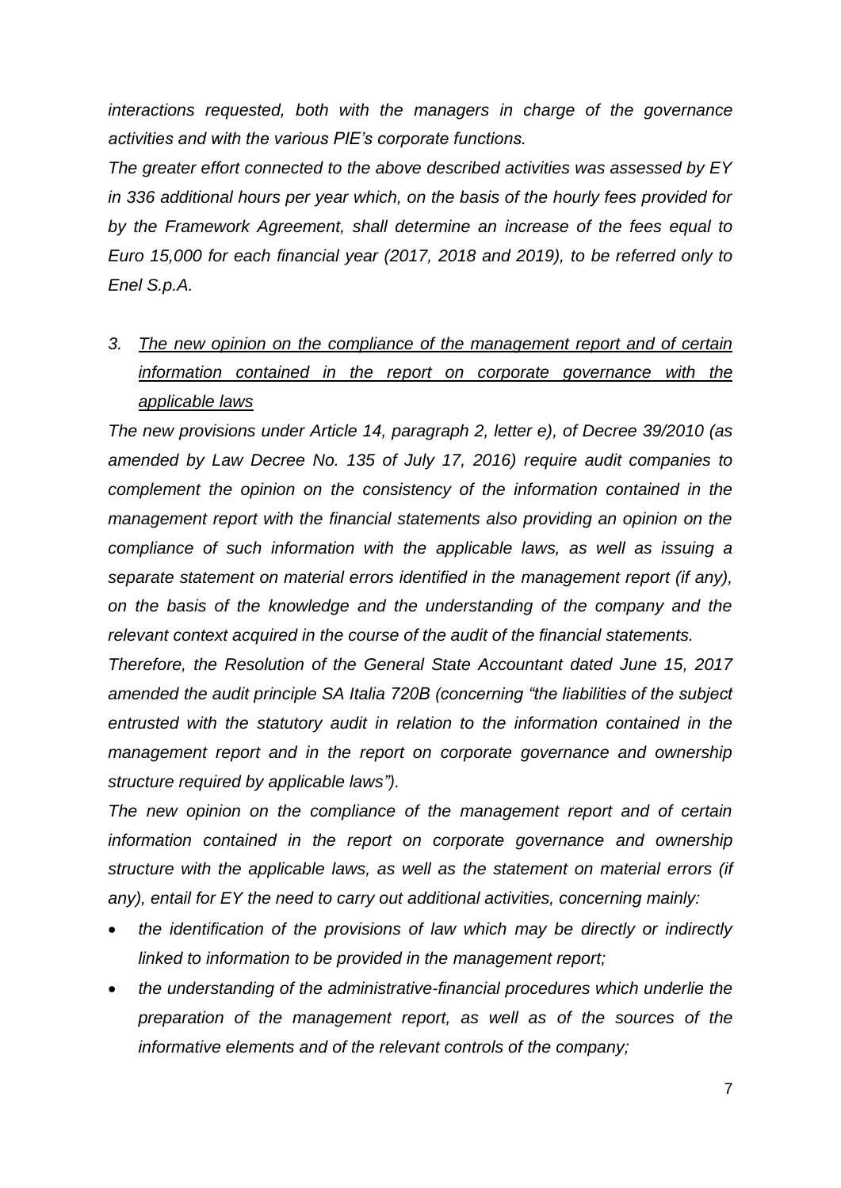*interactions requested, both with the managers in charge of the governance activities and with the various PIE's corporate functions.*

*The greater effort connected to the above described activities was assessed by EY in 336 additional hours per year which, on the basis of the hourly fees provided for by the Framework Agreement, shall determine an increase of the fees equal to Euro 15,000 for each financial year (2017, 2018 and 2019), to be referred only to Enel S.p.A.*

*3. <u>The new opinion on the compliance of the management report and of certain information contained in the report on corporate governance with the applicable laws</u>*

*The new provisions under Article 14, paragraph 2, letter e), of Decree 39/2010 (as amended by Law Decree No. 135 of July 17, 2016) require audit companies to complement the opinion on the consistency of the information contained in the management report with the financial statements also providing an opinion on the compliance of such information with the applicable laws, as well as issuing a separate statement on material errors identified in the management report (if any), on the basis of the knowledge and the understanding of the company and the relevant context acquired in the course of the audit of the financial statements.*

*Therefore, the Resolution of the General State Accountant dated June 15, 2017 amended the audit principle SA Italia 720B (concerning "the liabilities of the subject entrusted with the statutory audit in relation to the information contained in the management report and in the report on corporate governance and ownership structure required by applicable laws").*

*The new opinion on the compliance of the management report and of certain information contained in the report on corporate governance and ownership structure with the applicable laws, as well as the statement on material errors (if any), entail for EY the need to carry out additional activities, concerning mainly:*

- *the identification of the provisions of law which may be directly or indirectly linked to information to be provided in the management report;*
- *the understanding of the administrative-financial procedures which underlie the preparation of the management report, as well as of the sources of the informative elements and of the relevant controls of the company;*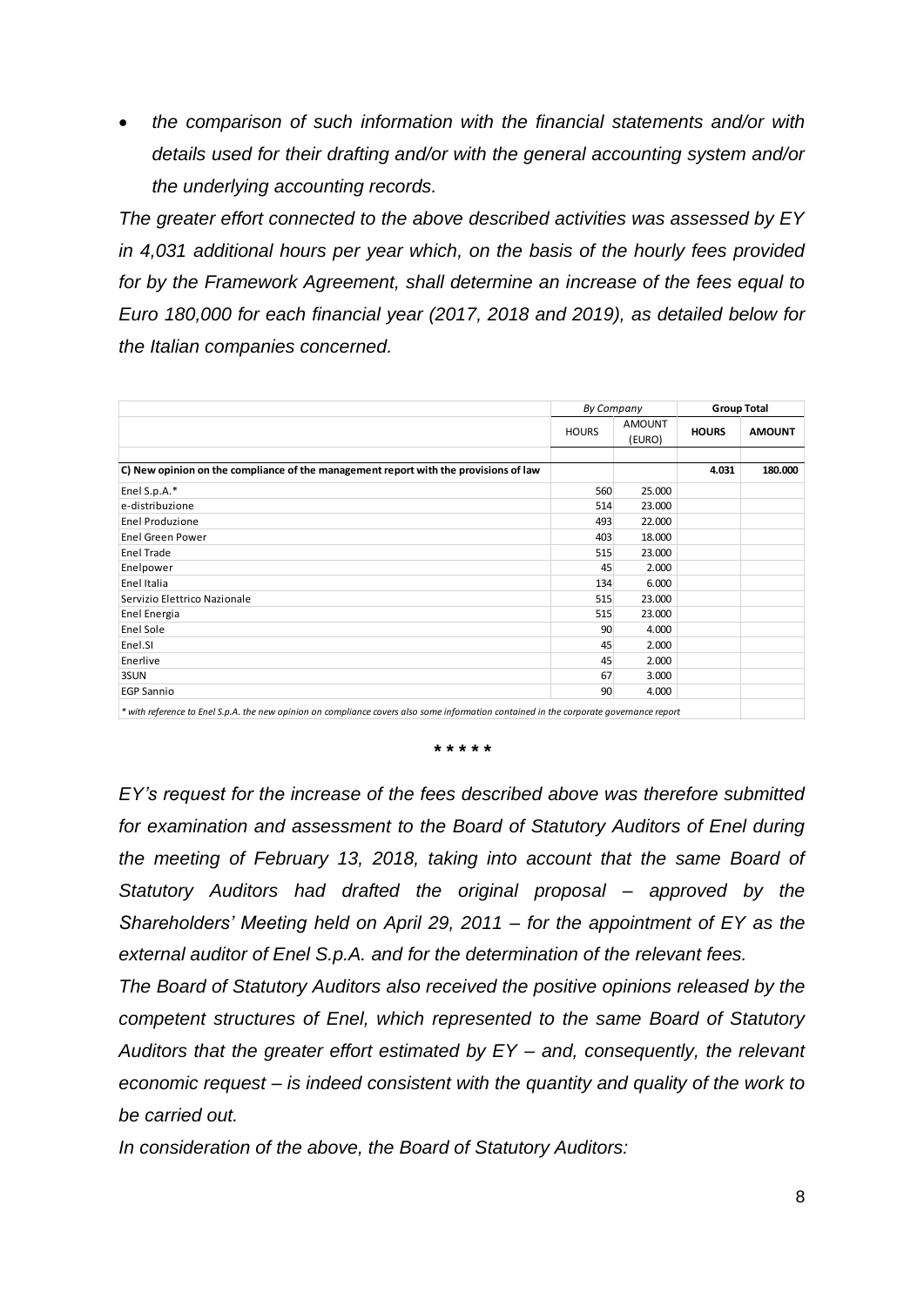- *the comparison of such information with the financial statements and/or with details used for their drafting and/or with the general accounting system and/or the underlying accounting records.*

*The greater effort connected to the above described activities was assessed by EY in 4,031 additional hours per year which, on the basis of the hourly fees provided for by the Framework Agreement, shall determine an increase of the fees equal to Euro 180,000 for each financial year (2017, 2018 and 2019), as detailed below for the Italian companies concerned.*

| | *By Company* | | **Group Total** | |
|---|---|---|---|---|
| | HOURS | AMOUNT (EURO) | **HOURS** | **AMOUNT** |
| **C) New opinion on the compliance of the management report with the provisions of law** | | | **4.031** | **180.000** |
| Enel S.p.A.* | 560 | 25.000 | | |
| e-distribuzione | 514 | 23.000 | | |
| Enel Produzione | 493 | 22.000 | | |
| Enel Green Power | 403 | 18.000 | | |
| Enel Trade | 515 | 23.000 | | |
| Enelpower | 45 | 2.000 | | |
| Enel Italia | 134 | 6.000 | | |
| Servizio Elettrico Nazionale | 515 | 23.000 | | |
| Enel Energia | 515 | 23.000 | | |
| Enel Sole | 90 | 4.000 | | |
| Enel.SI | 45 | 2.000 | | |
| Enerlive | 45 | 2.000 | | |
| 3SUN | 67 | 3.000 | | |
| EGP Sannio | 90 | 4.000 | | |

*\* with reference to Enel S.p.A. the new opinion on compliance covers also some information contained in the corporate governance report*

\* \* \* \* \*

*EY's request for the increase of the fees described above was therefore submitted for examination and assessment to the Board of Statutory Auditors of Enel during the meeting of February 13, 2018, taking into account that the same Board of Statutory Auditors had drafted the original proposal – approved by the Shareholders' Meeting held on April 29, 2011 – for the appointment of EY as the external auditor of Enel S.p.A. and for the determination of the relevant fees.*

*The Board of Statutory Auditors also received the positive opinions released by the competent structures of Enel, which represented to the same Board of Statutory Auditors that the greater effort estimated by EY – and, consequently, the relevant economic request – is indeed consistent with the quantity and quality of the work to be carried out.*

*In consideration of the above, the Board of Statutory Auditors:*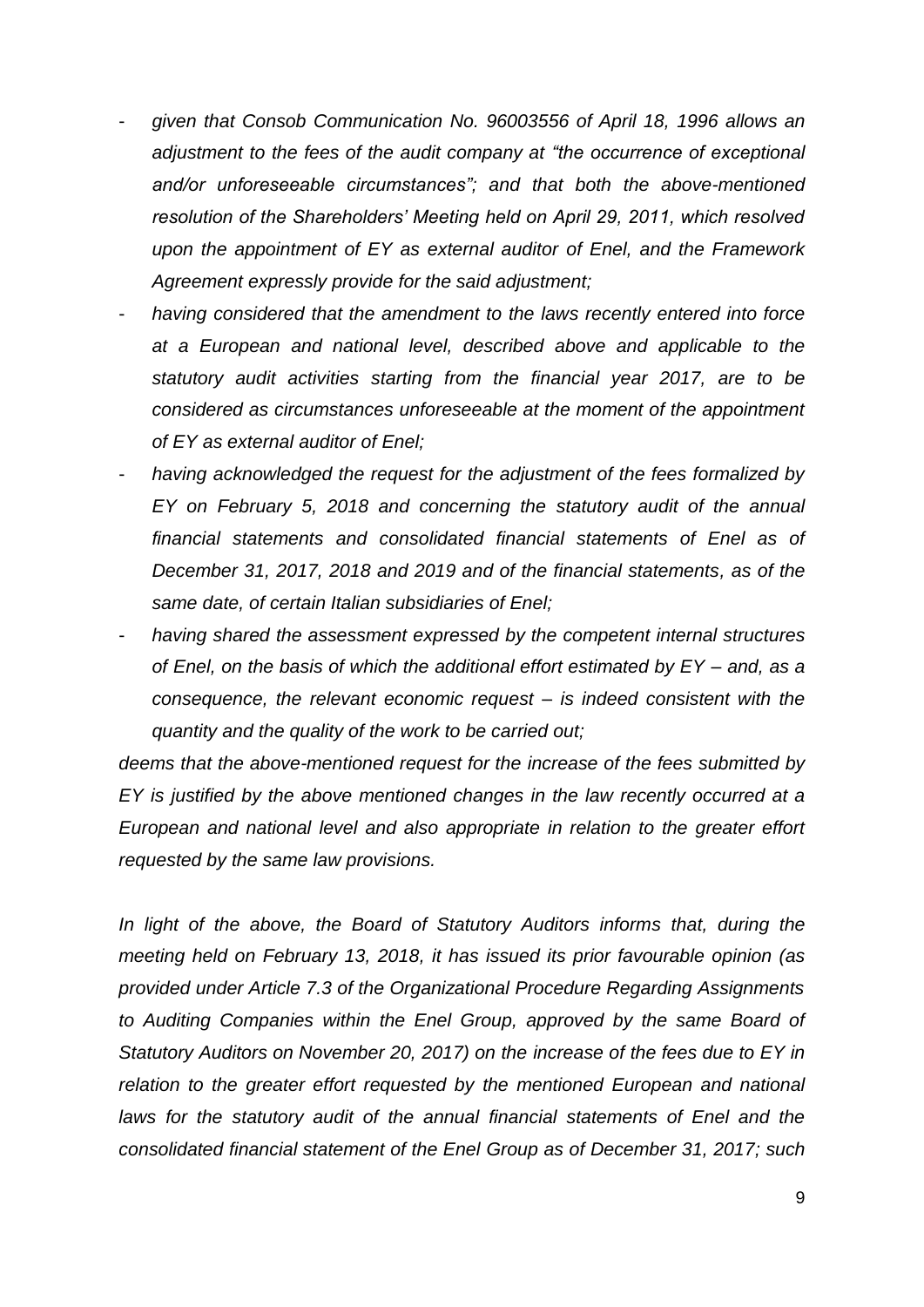- *given that Consob Communication No. 96003556 of April 18, 1996 allows an adjustment to the fees of the audit company at "the occurrence of exceptional and/or unforeseeable circumstances"; and that both the above-mentioned resolution of the Shareholders' Meeting held on April 29, 2011, which resolved upon the appointment of EY as external auditor of Enel, and the Framework Agreement expressly provide for the said adjustment;*
- *having considered that the amendment to the laws recently entered into force at a European and national level, described above and applicable to the statutory audit activities starting from the financial year 2017, are to be considered as circumstances unforeseeable at the moment of the appointment of EY as external auditor of Enel;*
- *having acknowledged the request for the adjustment of the fees formalized by EY on February 5, 2018 and concerning the statutory audit of the annual financial statements and consolidated financial statements of Enel as of December 31, 2017, 2018 and 2019 and of the financial statements, as of the same date, of certain Italian subsidiaries of Enel;*
- *having shared the assessment expressed by the competent internal structures of Enel, on the basis of which the additional effort estimated by EY – and, as a consequence, the relevant economic request – is indeed consistent with the quantity and the quality of the work to be carried out;*

*deems that the above-mentioned request for the increase of the fees submitted by EY is justified by the above mentioned changes in the law recently occurred at a European and national level and also appropriate in relation to the greater effort requested by the same law provisions.*

*In light of the above, the Board of Statutory Auditors informs that, during the meeting held on February 13, 2018, it has issued its prior favourable opinion (as provided under Article 7.3 of the Organizational Procedure Regarding Assignments to Auditing Companies within the Enel Group, approved by the same Board of Statutory Auditors on November 20, 2017) on the increase of the fees due to EY in relation to the greater effort requested by the mentioned European and national laws for the statutory audit of the annual financial statements of Enel and the consolidated financial statement of the Enel Group as of December 31, 2017; such*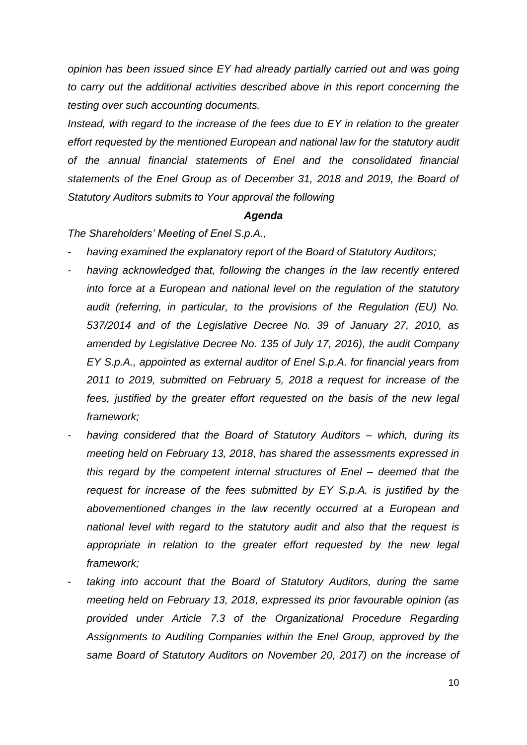*opinion has been issued since EY had already partially carried out and was going to carry out the additional activities described above in this report concerning the testing over such accounting documents.*

*Instead, with regard to the increase of the fees due to EY in relation to the greater effort requested by the mentioned European and national law for the statutory audit of the annual financial statements of Enel and the consolidated financial statements of the Enel Group as of December 31, 2018 and 2019, the Board of Statutory Auditors submits to Your approval the following*

***Agenda***

*The Shareholders' Meeting of Enel S.p.A.,*

- *having examined the explanatory report of the Board of Statutory Auditors;*
- *having acknowledged that, following the changes in the law recently entered into force at a European and national level on the regulation of the statutory audit (referring, in particular, to the provisions of the Regulation (EU) No. 537/2014 and of the Legislative Decree No. 39 of January 27, 2010, as amended by Legislative Decree No. 135 of July 17, 2016), the audit Company EY S.p.A., appointed as external auditor of Enel S.p.A. for financial years from 2011 to 2019, submitted on February 5, 2018 a request for increase of the fees, justified by the greater effort requested on the basis of the new legal framework;*
- *having considered that the Board of Statutory Auditors – which, during its meeting held on February 13, 2018, has shared the assessments expressed in this regard by the competent internal structures of Enel – deemed that the request for increase of the fees submitted by EY S.p.A. is justified by the abovementioned changes in the law recently occurred at a European and national level with regard to the statutory audit and also that the request is appropriate in relation to the greater effort requested by the new legal framework;*
- *taking into account that the Board of Statutory Auditors, during the same meeting held on February 13, 2018, expressed its prior favourable opinion (as provided under Article 7.3 of the Organizational Procedure Regarding Assignments to Auditing Companies within the Enel Group, approved by the same Board of Statutory Auditors on November 20, 2017) on the increase of*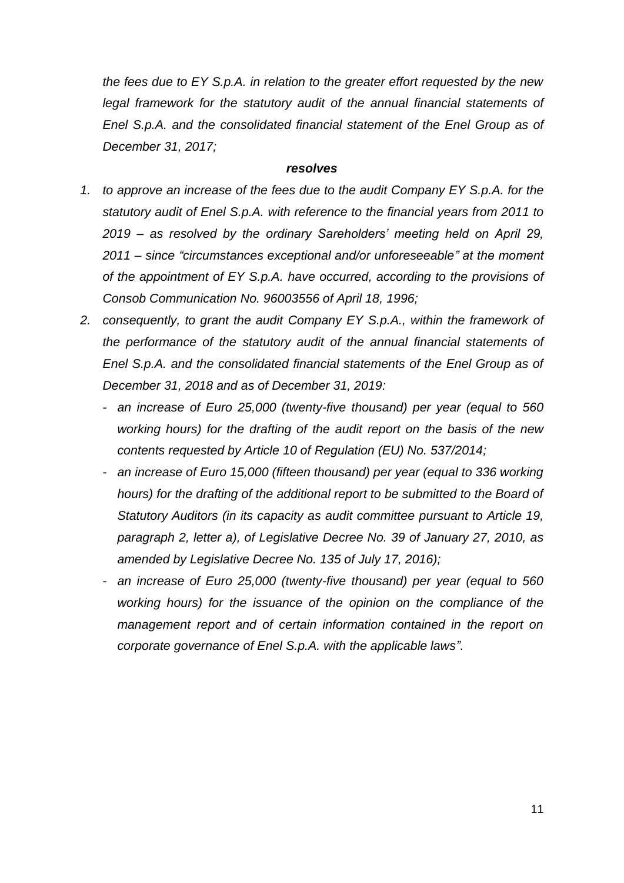*the fees due to EY S.p.A. in relation to the greater effort requested by the new legal framework for the statutory audit of the annual financial statements of Enel S.p.A. and the consolidated financial statement of the Enel Group as of December 31, 2017;*

***resolves***

1. *to approve an increase of the fees due to the audit Company EY S.p.A. for the statutory audit of Enel S.p.A. with reference to the financial years from 2011 to 2019 – as resolved by the ordinary Sareholders' meeting held on April 29, 2011 – since "circumstances exceptional and/or unforeseeable" at the moment of the appointment of EY S.p.A. have occurred, according to the provisions of Consob Communication No. 96003556 of April 18, 1996;*
2. *consequently, to grant the audit Company EY S.p.A., within the framework of the performance of the statutory audit of the annual financial statements of Enel S.p.A. and the consolidated financial statements of the Enel Group as of December 31, 2018 and as of December 31, 2019:*
   - *an increase of Euro 25,000 (twenty-five thousand) per year (equal to 560 working hours) for the drafting of the audit report on the basis of the new contents requested by Article 10 of Regulation (EU) No. 537/2014;*
   - *an increase of Euro 15,000 (fifteen thousand) per year (equal to 336 working hours) for the drafting of the additional report to be submitted to the Board of Statutory Auditors (in its capacity as audit committee pursuant to Article 19, paragraph 2, letter a), of Legislative Decree No. 39 of January 27, 2010, as amended by Legislative Decree No. 135 of July 17, 2016);*
   - *an increase of Euro 25,000 (twenty-five thousand) per year (equal to 560 working hours) for the issuance of the opinion on the compliance of the management report and of certain information contained in the report on corporate governance of Enel S.p.A. with the applicable laws"*.